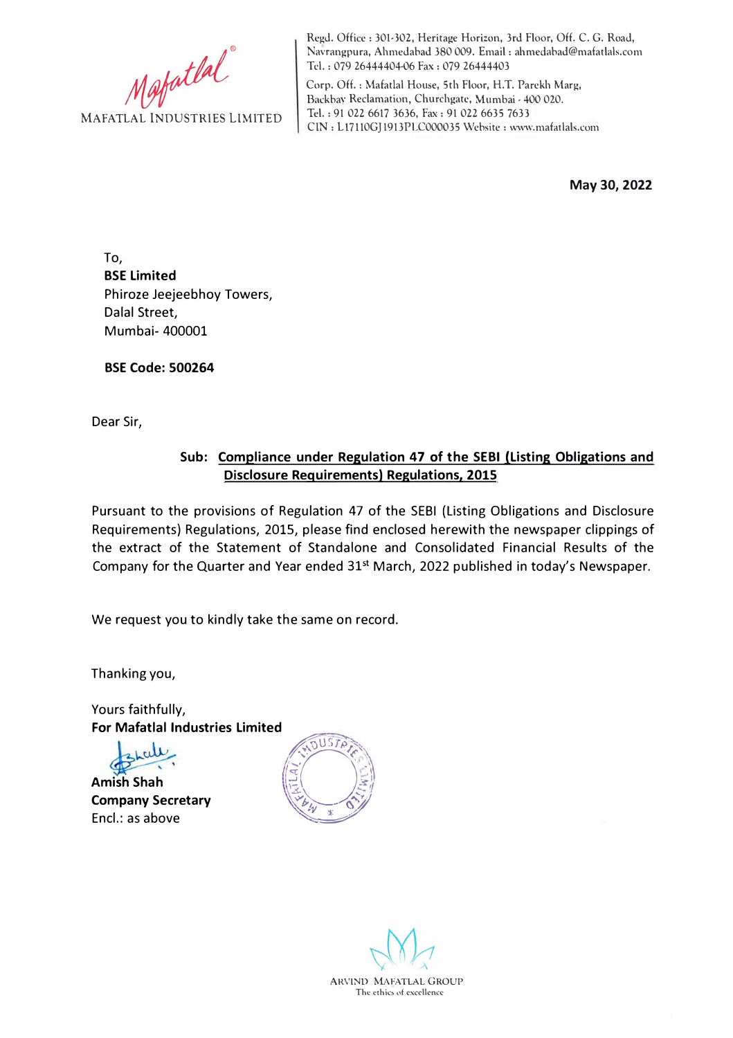MAFATLAL INDUSTRIES LIMITED

Regd. Office : 301-302, Heritage Horizon, 3rd Floor, Off. C. G. Road, Navrangpura, Ahmedabad 380 009. Email : ahmedabad@mafatlals.com
Tel. : 079 26444404-06 Fax : 079 26444403

Corp. Off. : Mafatlal House, 5th Floor, H.T. Parekh Marg, Backbay Reclamation, Churchgate, Mumbai - 400 020.
Tel. : 91 022 6617 3636, Fax : 91 022 6635 7633
CIN : L17110GJ1913PLC000035 Website : www.mafatlals.com

**May 30, 2022**

To,
**BSE Limited**
Phiroze Jeejeebhoy Towers,
Dalal Street,
Mumbai- 400001

**BSE Code: 500264**

Dear Sir,

**Sub: Compliance under Regulation 47 of the SEBI (Listing Obligations and Disclosure Requirements) Regulations, 2015**

Pursuant to the provisions of Regulation 47 of the SEBI (Listing Obligations and Disclosure Requirements) Regulations, 2015, please find enclosed herewith the newspaper clippings of the extract of the Statement of Standalone and Consolidated Financial Results of the Company for the Quarter and Year ended 31st March, 2022 published in today's Newspaper.

We request you to kindly take the same on record.

Thanking you,

Yours faithfully,
**For Mafatlal Industries Limited**

**Amish Shah**
**Company Secretary**
Encl.: as above

ARVIND MAFATLAL GROUP
The ethics of excellence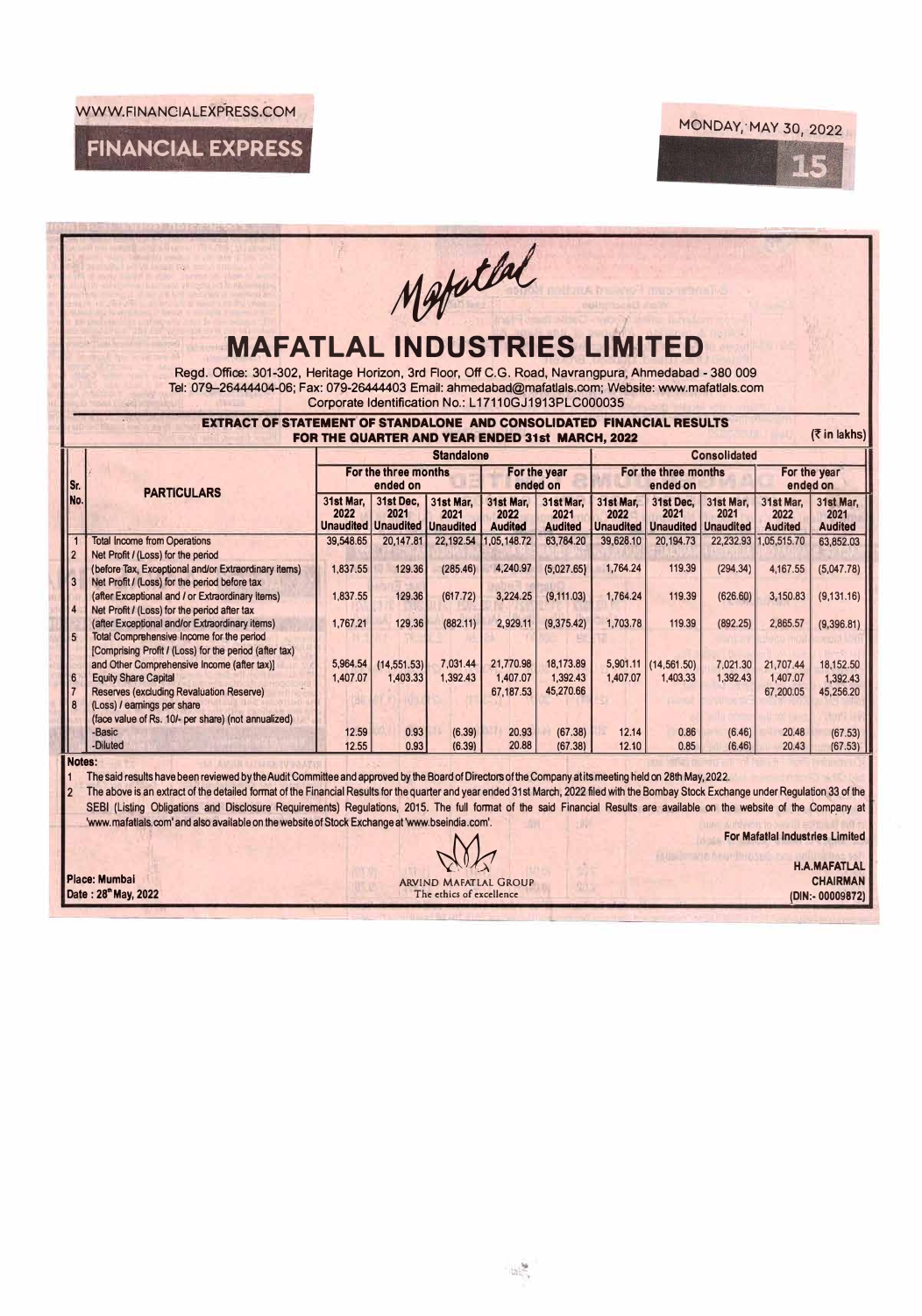*Mafatlal*

# MAFATLAL INDUSTRIES LIMITED

Regd. Office: 301-302, Heritage Horizon, 3rd Floor, Off C.G. Road, Navrangpura, Ahmedabad - 380 009
Tel: 079-26444404-06; Fax: 079-26444403 Email: ahmedabad@mafatlals.com; Website: www.mafatlals.com
Corporate Identification No.: L17110GJ1913PLC000035

## EXTRACT OF STATEMENT OF STANDALONE AND CONSOLIDATED FINANCIAL RESULTS FOR THE QUARTER AND YEAR ENDED 31st MARCH, 2022

(₹ in lakhs)

| Sr. No. | PARTICULARS | Standalone | | | | | Consolidated | | | | |
|---|---|---|---|---|---|---|---|---|---|---|---|
| | | For the three months ended on | | | For the year ended on | | For the three months ended on | | | For the year ended on | |
| | | 31st Mar, 2022 Unaudited | 31st Dec, 2021 Unaudited | 31st Mar, 2021 Unaudited | 31st Mar, 2022 Audited | 31st Mar, 2021 Audited | 31st Mar, 2022 Unaudited | 31st Dec, 2021 Unaudited | 31st Mar, 2021 Unaudited | 31st Mar, 2022 Audited | 31st Mar, 2021 Audited |
| 1 | Total Income from Operations | 39,548.65 | 20,147.81 | 22,192.54 | 1,05,148.72 | 63,784.20 | 39,628.10 | 20,194.73 | 22,232.93 | 1,05,515.70 | 63,852.03 |
| 2 | Net Profit / (Loss) for the period (before Tax, Exceptional and/or Extraordinary items) | 1,837.55 | 129.36 | (285.46) | 4,240.97 | (5,027.65) | 1,764.24 | 119.39 | (294.34) | 4,167.55 | (5,047.78) |
| 3 | Net Profit / (Loss) for the period before tax (after Exceptional and / or Extraordinary items) | 1,837.55 | 129.36 | (617.72) | 3,224.25 | (9,111.03) | 1,764.24 | 119.39 | (626.60) | 3,150.83 | (9,131.16) |
| 4 | Net Profit / (Loss) for the period after tax (after Exceptional and/or Extraordinary items) | 1,767.21 | 129.36 | (882.11) | 2,929.11 | (9,375.42) | 1,703.78 | 119.39 | (892.25) | 2,865.57 | (9,396.81) |
| 5 | Total Comprehensive Income for the period [Comprising Profit / (Loss) for the period (after tax) and Other Comprehensive Income (after tax)] | 5,964.54 | (14,551.53) | 7,031.44 | 21,770.98 | 18,173.89 | 5,901.11 | (14,561.50) | 7,021.30 | 21,707.44 | 18,152.50 |
| 6 | Equity Share Capital | 1,407.07 | 1,403.33 | 1,392.43 | 1,407.07 | 1,392.43 | 1,407.07 | 1,403.33 | 1,392.43 | 1,407.07 | 1,392.43 |
| 7 | Reserves (excluding Revaluation Reserve) | | | | 67,187.53 | 45,270.66 | | | | 67,200.05 | 45,256.20 |
| 8 | (Loss) / earnings per share (face value of Rs. 10/- per share) (not annualized) | | | | | | | | | | |
| | -Basic | 12.59 | 0.93 | (6.39) | 20.93 | (67.38) | 12.14 | 0.86 | (6.46) | 20.48 | (67.53) |
| | -Diluted | 12.55 | 0.93 | (6.39) | 20.88 | (67.38) | 12.10 | 0.85 | (6.46) | 20.43 | (67.53) |

**Notes:**

1. The said results have been reviewed by the Audit Committee and approved by the Board of Directors of the Company at its meeting held on 28th May, 2022.
2. The above is an extract of the detailed format of the Financial Results for the quarter and year ended 31st March, 2022 filed with the Bombay Stock Exchange under Regulation 33 of the SEBI (Listing Obligations and Disclosure Requirements) Regulations, 2015. The full format of the said Financial Results are available on the website of the Company at 'www.mafatlals.com' and also available on the website of Stock Exchange at 'www.bseindia.com'.

**For Mafatlal Industries Limited**

**H.A.MAFATLAL**
**CHAIRMAN**
**(DIN:- 00009872)**

**Place: Mumbai**
**Date : 28th May, 2022**

ARVIND MAFATLAL GROUP
The ethics of excellence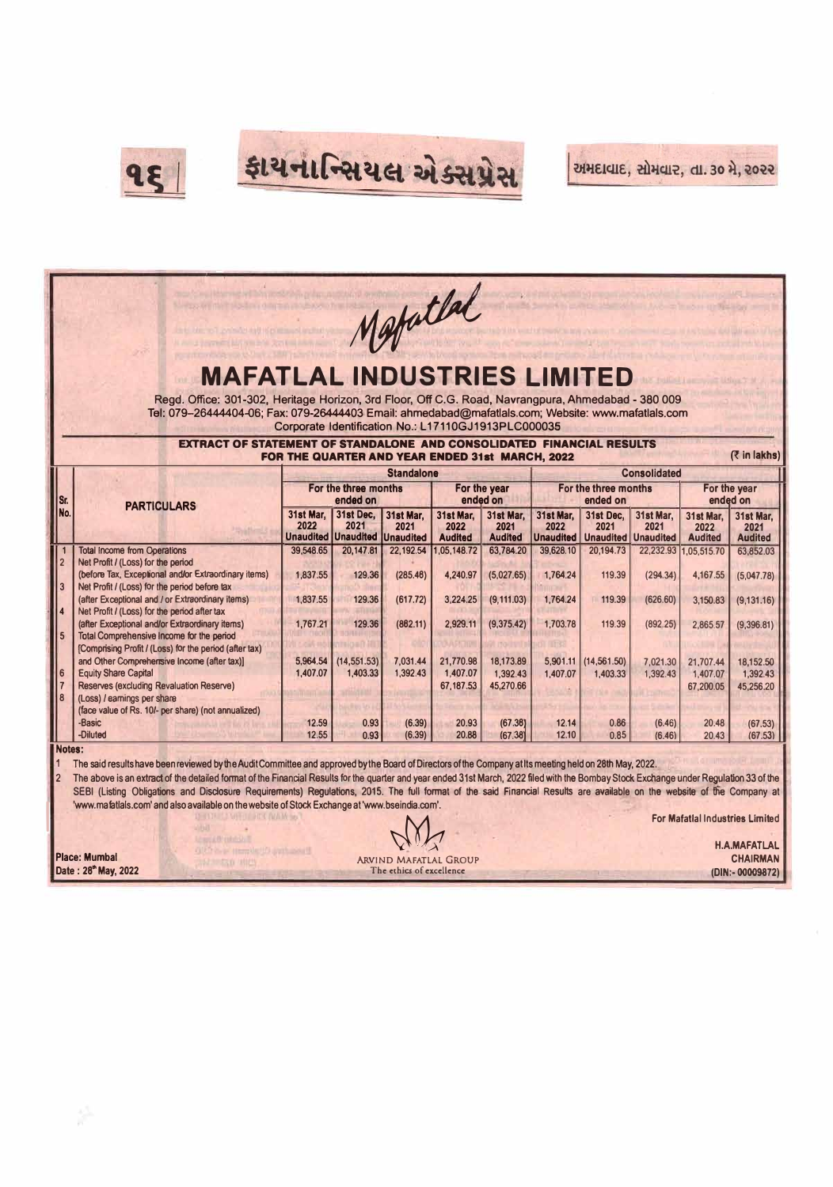Mafatlal

# MAFATLAL INDUSTRIES LIMITED

Regd. Office: 301-302, Heritage Horizon, 3rd Floor, Off C.G. Road, Navrangpura, Ahmedabad - 380 009
Tel: 079-26444404-06; Fax: 079-26444403 Email: ahmedabad@mafatlals.com; Website: www.mafatlals.com
Corporate Identification No.: L17110GJ1913PLC000035

## EXTRACT OF STATEMENT OF STANDALONE AND CONSOLIDATED FINANCIAL RESULTS FOR THE QUARTER AND YEAR ENDED 31st MARCH, 2022

(₹ in lakhs)

| Sr. No. | PARTICULARS | Standalone | | | | | Consolidated | | | | |
|---|---|---|---|---|---|---|---|---|---|---|---|
| | | For the three months ended on | | | For the year ended on | | For the three months ended on | | | For the year ended on | |
| | | 31st Mar, 2022 Unaudited | 31st Dec, 2021 Unaudited | 31st Mar, 2021 Unaudited | 31st Mar, 2022 Audited | 31st Mar, 2021 Audited | 31st Mar, 2022 Unaudited | 31st Dec, 2021 Unaudited | 31st Mar, 2021 Unaudited | 31st Mar, 2022 Audited | 31st Mar, 2021 Audited |
| 1 | Total Income from Operations | 39,548.65 | 20,147.81 | 22,192.54 | 1,05,148.72 | 63,784.20 | 39,628.10 | 20,194.73 | 22,232.93 | 1,05,515.70 | 63,852.03 |
| 2 | Net Profit / (Loss) for the period (before Tax, Exceptional and/or Extraordinary items) | 1,837.55 | 129.36 | (285.48) | 4,240.97 | (5,027.65) | 1,764.24 | 119.39 | (294.34) | 4,167.55 | (5,047.78) |
| 3 | Net Profit / (Loss) for the period before tax (after Exceptional and / or Extraordinary items) | 1,837.55 | 129.36 | (617.72) | 3,224.25 | (9,111.03) | 1,764.24 | 119.39 | (626.60) | 3,150.83 | (9,131.16) |
| 4 | Net Profit / (Loss) for the period after tax (after Exceptional and/or Extraordinary items) | 1,767.21 | 129.36 | (882.11) | 2,929.11 | (9,375.42) | 1,703.78 | 119.39 | (892.25) | 2,865.57 | (9,396.81) |
| 5 | Total Comprehensive Income for the period [Comprising Profit / (Loss) for the period (after tax) and Other Comprehensive Income (after tax)] | 5,964.54 | (14,551.53) | 7,031.44 | 21,770.98 | 18,173.89 | 5,901.11 | (14,561.50) | 7,021.30 | 21,707.44 | 18,152.50 |
| 6 | Equity Share Capital | 1,407.07 | 1,403.33 | 1,392.43 | 1,407.07 | 1,392.43 | 1,407.07 | 1,403.33 | 1,392.43 | 1,407.07 | 1,392.43 |
| 7 | Reserves (excluding Revaluation Reserve) | | | | 67,187.53 | 45,270.66 | | | | 67,200.05 | 45,256.20 |
| 8 | (Loss) / earnings per share (face value of Rs. 10/- per share) (not annualized) | | | | | | | | | | |
| | -Basic | 12.59 | 0.93 | (6.39) | 20.93 | (67.38) | 12.14 | 0.86 | (6.46) | 20.48 | (67.53) |
| | -Diluted | 12.55 | 0.93 | (6.39) | 20.88 | (67.38) | 12.10 | 0.85 | (6.46) | 20.43 | (67.53) |

**Notes:**

1. The said results have been reviewed by the Audit Committee and approved by the Board of Directors of the Company at its meeting held on 28th May, 2022.
2. The above is an extract of the detailed format of the Financial Results for the quarter and year ended 31st March, 2022 filed with the Bombay Stock Exchange under Regulation 33 of the SEBI (Listing Obligations and Disclosure Requirements) Regulations, 2015. The full format of the said Financial Results are available on the website of the Company at 'www.mafatlals.com' and also available on the website of Stock Exchange at 'www.bseindia.com'.

For Mafatlal Industries Limited

Place: Mumbai
Date : 28th May, 2022

ARVIND MAFATLAL GROUP
The ethics of excellence

H.A.MAFATLAL
CHAIRMAN
(DIN:- 00009872)